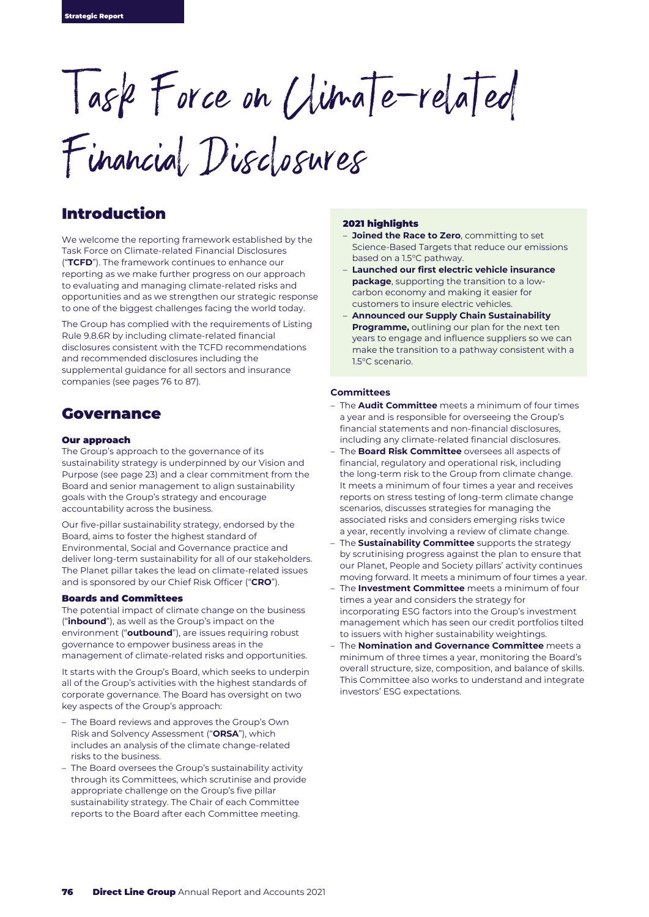# Task Force on Climate-related Financial Disclosures

## Introduction

We welcome the reporting framework established by the Task Force on Climate-related Financial Disclosures ("**TCFD**"). The framework continues to enhance our reporting as we make further progress on our approach to evaluating and managing climate-related risks and opportunities and as we strengthen our strategic response to one of the biggest challenges facing the world today.

The Group has complied with the requirements of Listing Rule 9.8.6R by including climate-related financial disclosures consistent with the TCFD recommendations and recommended disclosures including the supplemental guidance for all sectors and insurance companies (see pages 76 to 87).

## Governance

### Our approach

The Group's approach to the governance of its sustainability strategy is underpinned by our Vision and Purpose (see page 23) and a clear commitment from the Board and senior management to align sustainability goals with the Group's strategy and encourage accountability across the business.

Our five-pillar sustainability strategy, endorsed by the Board, aims to foster the highest standard of Environmental, Social and Governance practice and deliver long-term sustainability for all of our stakeholders. The Planet pillar takes the lead on climate-related issues and is sponsored by our Chief Risk Officer ("**CRO**").

### Boards and Committees

The potential impact of climate change on the business ("**inbound**"), as well as the Group's impact on the environment ("**outbound**"), are issues requiring robust governance to empower business areas in the management of climate-related risks and opportunities.

It starts with the Group's Board, which seeks to underpin all of the Group's activities with the highest standards of corporate governance. The Board has oversight on two key aspects of the Group's approach:

- The Board reviews and approves the Group's Own Risk and Solvency Assessment ("**ORSA**"), which includes an analysis of the climate change-related risks to the business.
- The Board oversees the Group's sustainability activity through its Committees, which scrutinise and provide appropriate challenge on the Group's five pillar sustainability strategy. The Chair of each Committee reports to the Board after each Committee meeting.

### 2021 highlights

- **Joined the Race to Zero**, committing to set Science-Based Targets that reduce our emissions based on a 1.5°C pathway.
- **Launched our first electric vehicle insurance package**, supporting the transition to a low-carbon economy and making it easier for customers to insure electric vehicles.
- **Announced our Supply Chain Sustainability Programme,** outlining our plan for the next ten years to engage and influence suppliers so we can make the transition to a pathway consistent with a 1.5°C scenario.

### Committees

- The **Audit Committee** meets a minimum of four times a year and is responsible for overseeing the Group's financial statements and non-financial disclosures, including any climate-related financial disclosures.
- The **Board Risk Committee** oversees all aspects of financial, regulatory and operational risk, including the long-term risk to the Group from climate change. It meets a minimum of four times a year and receives reports on stress testing of long-term climate change scenarios, discusses strategies for managing the associated risks and considers emerging risks twice a year, recently involving a review of climate change.
- The **Sustainability Committee** supports the strategy by scrutinising progress against the plan to ensure that our Planet, People and Society pillars' activity continues moving forward. It meets a minimum of four times a year.
- The **Investment Committee** meets a minimum of four times a year and considers the strategy for incorporating ESG factors into the Group's investment management which has seen our credit portfolios tilted to issuers with higher sustainability weightings.
- The **Nomination and Governance Committee** meets a minimum of three times a year, monitoring the Board's overall structure, size, composition, and balance of skills. This Committee also works to understand and integrate investors' ESG expectations.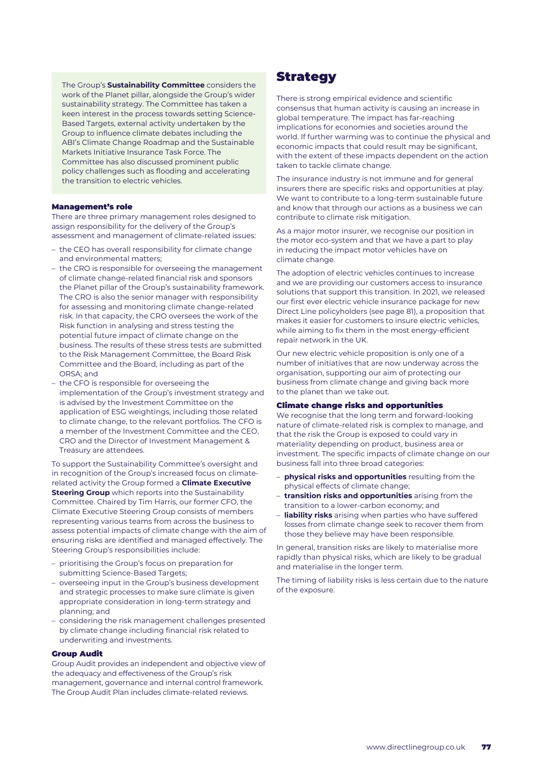The Group's **Sustainability Committee** considers the work of the Planet pillar, alongside the Group's wider sustainability strategy. The Committee has taken a keen interest in the process towards setting Science-Based Targets, external activity undertaken by the Group to influence climate debates including the ABI's Climate Change Roadmap and the Sustainable Markets Initiative Insurance Task Force. The Committee has also discussed prominent public policy challenges such as flooding and accelerating the transition to electric vehicles.

### Management's role

There are three primary management roles designed to assign responsibility for the delivery of the Group's assessment and management of climate-related issues:

- the CEO has overall responsibility for climate change and environmental matters;
- the CRO is responsible for overseeing the management of climate change-related financial risk and sponsors the Planet pillar of the Group's sustainability framework. The CRO is also the senior manager with responsibility for assessing and monitoring climate change-related risk. In that capacity, the CRO oversees the work of the Risk function in analysing and stress testing the potential future impact of climate change on the business. The results of these stress tests are submitted to the Risk Management Committee, the Board Risk Committee and the Board, including as part of the ORSA; and
- the CFO is responsible for overseeing the implementation of the Group's investment strategy and is advised by the Investment Committee on the application of ESG weightings, including those related to climate change, to the relevant portfolios. The CFO is a member of the Investment Committee and the CEO, CRO and the Director of Investment Management & Treasury are attendees.

To support the Sustainability Committee's oversight and in recognition of the Group's increased focus on climate-related activity the Group formed a **Climate Executive Steering Group** which reports into the Sustainability Committee. Chaired by Tim Harris, our former CFO, the Climate Executive Steering Group consists of members representing various teams from across the business to assess potential impacts of climate change with the aim of ensuring risks are identified and managed effectively. The Steering Group's responsibilities include:

- prioritising the Group's focus on preparation for submitting Science-Based Targets;
- overseeing input in the Group's business development and strategic processes to make sure climate is given appropriate consideration in long-term strategy and planning; and
- considering the risk management challenges presented by climate change including financial risk related to underwriting and investments.

### Group Audit

Group Audit provides an independent and objective view of the adequacy and effectiveness of the Group's risk management, governance and internal control framework. The Group Audit Plan includes climate-related reviews.

## Strategy

There is strong empirical evidence and scientific consensus that human activity is causing an increase in global temperature. The impact has far-reaching implications for economies and societies around the world. If further warming was to continue the physical and economic impacts that could result may be significant, with the extent of these impacts dependent on the action taken to tackle climate change.

The insurance industry is not immune and for general insurers there are specific risks and opportunities at play. We want to contribute to a long-term sustainable future and know that through our actions as a business we can contribute to climate risk mitigation.

As a major motor insurer, we recognise our position in the motor eco-system and that we have a part to play in reducing the impact motor vehicles have on climate change.

The adoption of electric vehicles continues to increase and we are providing our customers access to insurance solutions that support this transition. In 2021, we released our first ever electric vehicle insurance package for new Direct Line policyholders (see page 81), a proposition that makes it easier for customers to insure electric vehicles, while aiming to fix them in the most energy-efficient repair network in the UK.

Our new electric vehicle proposition is only one of a number of initiatives that are now underway across the organisation, supporting our aim of protecting our business from climate change and giving back more to the planet than we take out.

### Climate change risks and opportunities

We recognise that the long term and forward-looking nature of climate-related risk is complex to manage, and that the risk the Group is exposed to could vary in materiality depending on product, business area or investment. The specific impacts of climate change on our business fall into three broad categories:

- **physical risks and opportunities** resulting from the physical effects of climate change;
- **transition risks and opportunities** arising from the transition to a lower-carbon economy; and
- **liability risks** arising when parties who have suffered losses from climate change seek to recover them from those they believe may have been responsible.

In general, transition risks are likely to materialise more rapidly than physical risks, which are likely to be gradual and materialise in the longer term.

The timing of liability risks is less certain due to the nature of the exposure.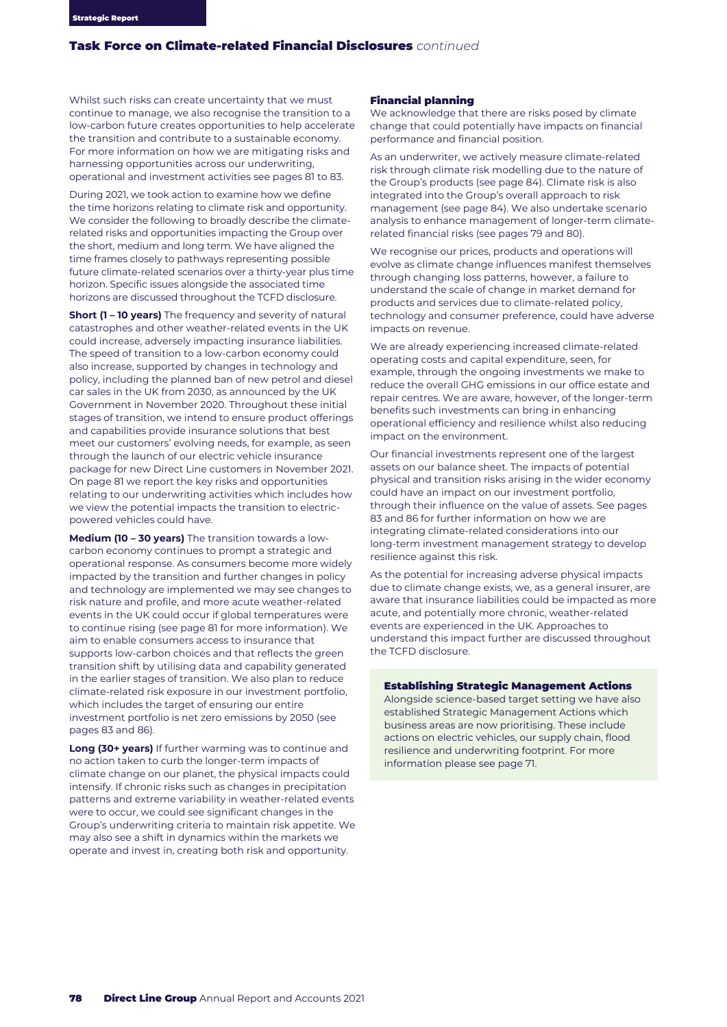## Task Force on Climate-related Financial Disclosures *continued*

Whilst such risks can create uncertainty that we must continue to manage, we also recognise the transition to a low-carbon future creates opportunities to help accelerate the transition and contribute to a sustainable economy. For more information on how we are mitigating risks and harnessing opportunities across our underwriting, operational and investment activities see pages 81 to 83.

During 2021, we took action to examine how we define the time horizons relating to climate risk and opportunity. We consider the following to broadly describe the climate-related risks and opportunities impacting the Group over the short, medium and long term. We have aligned the time frames closely to pathways representing possible future climate-related scenarios over a thirty-year plus time horizon. Specific issues alongside the associated time horizons are discussed throughout the TCFD disclosure.

**Short (1 – 10 years)** The frequency and severity of natural catastrophes and other weather-related events in the UK could increase, adversely impacting insurance liabilities. The speed of transition to a low-carbon economy could also increase, supported by changes in technology and policy, including the planned ban of new petrol and diesel car sales in the UK from 2030, as announced by the UK Government in November 2020. Throughout these initial stages of transition, we intend to ensure product offerings and capabilities provide insurance solutions that best meet our customers' evolving needs, for example, as seen through the launch of our electric vehicle insurance package for new Direct Line customers in November 2021. On page 81 we report the key risks and opportunities relating to our underwriting activities which includes how we view the potential impacts the transition to electric-powered vehicles could have.

**Medium (10 – 30 years)** The transition towards a low-carbon economy continues to prompt a strategic and operational response. As consumers become more widely impacted by the transition and further changes in policy and technology are implemented we may see changes to risk nature and profile, and more acute weather-related events in the UK could occur if global temperatures were to continue rising (see page 81 for more information). We aim to enable consumers access to insurance that supports low-carbon choices and that reflects the green transition shift by utilising data and capability generated in the earlier stages of transition. We also plan to reduce climate-related risk exposure in our investment portfolio, which includes the target of ensuring our entire investment portfolio is net zero emissions by 2050 (see pages 83 and 86).

**Long (30+ years)** If further warming was to continue and no action taken to curb the longer-term impacts of climate change on our planet, the physical impacts could intensify. If chronic risks such as changes in precipitation patterns and extreme variability in weather-related events were to occur, we could see significant changes in the Group's underwriting criteria to maintain risk appetite. We may also see a shift in dynamics within the markets we operate and invest in, creating both risk and opportunity.

### Financial planning

We acknowledge that there are risks posed by climate change that could potentially have impacts on financial performance and financial position.

As an underwriter, we actively measure climate-related risk through climate risk modelling due to the nature of the Group's products (see page 84). Climate risk is also integrated into the Group's overall approach to risk management (see page 84). We also undertake scenario analysis to enhance management of longer-term climate-related financial risks (see pages 79 and 80).

We recognise our prices, products and operations will evolve as climate change influences manifest themselves through changing loss patterns, however, a failure to understand the scale of change in market demand for products and services due to climate-related policy, technology and consumer preference, could have adverse impacts on revenue.

We are already experiencing increased climate-related operating costs and capital expenditure, seen, for example, through the ongoing investments we make to reduce the overall GHG emissions in our office estate and repair centres. We are aware, however, of the longer-term benefits such investments can bring in enhancing operational efficiency and resilience whilst also reducing impact on the environment.

Our financial investments represent one of the largest assets on our balance sheet. The impacts of potential physical and transition risks arising in the wider economy could have an impact on our investment portfolio, through their influence on the value of assets. See pages 83 and 86 for further information on how we are integrating climate-related considerations into our long-term investment management strategy to develop resilience against this risk.

As the potential for increasing adverse physical impacts due to climate change exists, we, as a general insurer, are aware that insurance liabilities could be impacted as more acute, and potentially more chronic, weather-related events are experienced in the UK. Approaches to understand this impact further are discussed throughout the TCFD disclosure.

#### Establishing Strategic Management Actions

Alongside science-based target setting we have also established Strategic Management Actions which business areas are now prioritising. These include actions on electric vehicles, our supply chain, flood resilience and underwriting footprint. For more information please see page 71.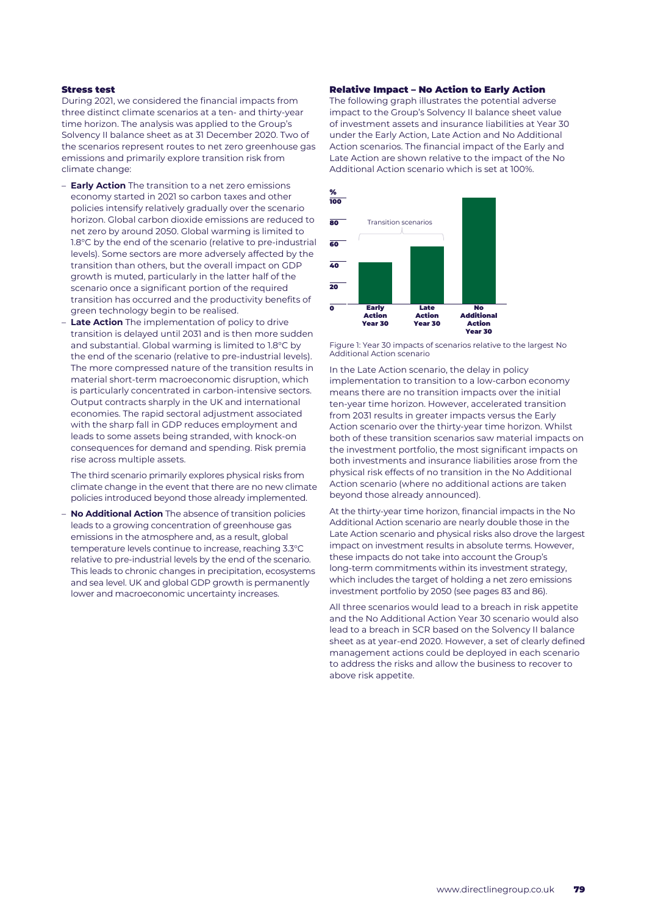### Stress test

During 2021, we considered the financial impacts from three distinct climate scenarios at a ten- and thirty-year time horizon. The analysis was applied to the Group's Solvency II balance sheet as at 31 December 2020. Two of the scenarios represent routes to net zero greenhouse gas emissions and primarily explore transition risk from climate change:

- **Early Action** The transition to a net zero emissions economy started in 2021 so carbon taxes and other policies intensify relatively gradually over the scenario horizon. Global carbon dioxide emissions are reduced to net zero by around 2050. Global warming is limited to 1.8°C by the end of the scenario (relative to pre-industrial levels). Some sectors are more adversely affected by the transition than others, but the overall impact on GDP growth is muted, particularly in the latter half of the scenario once a significant portion of the required transition has occurred and the productivity benefits of green technology begin to be realised.
- **Late Action** The implementation of policy to drive transition is delayed until 2031 and is then more sudden and substantial. Global warming is limited to 1.8°C by the end of the scenario (relative to pre-industrial levels). The more compressed nature of the transition results in material short-term macroeconomic disruption, which is particularly concentrated in carbon-intensive sectors. Output contracts sharply in the UK and international economies. The rapid sectoral adjustment associated with the sharp fall in GDP reduces employment and leads to some assets being stranded, with knock-on consequences for demand and spending. Risk premia rise across multiple assets.

  The third scenario primarily explores physical risks from climate change in the event that there are no new climate policies introduced beyond those already implemented.

- **No Additional Action** The absence of transition policies leads to a growing concentration of greenhouse gas emissions in the atmosphere and, as a result, global temperature levels continue to increase, reaching 3.3°C relative to pre-industrial levels by the end of the scenario. This leads to chronic changes in precipitation, ecosystems and sea level. UK and global GDP growth is permanently lower and macroeconomic uncertainty increases.

### Relative Impact – No Action to Early Action

The following graph illustrates the potential adverse impact to the Group's Solvency II balance sheet value of investment assets and insurance liabilities at Year 30 under the Early Action, Late Action and No Additional Action scenarios. The financial impact of the Early and Late Action are shown relative to the impact of the No Additional Action scenario which is set at 100%.

Figure 1: Year 30 impacts of scenarios relative to the largest No Additional Action scenario

In the Late Action scenario, the delay in policy implementation to transition to a low-carbon economy means there are no transition impacts over the initial ten-year time horizon. However, accelerated transition from 2031 results in greater impacts versus the Early Action scenario over the thirty-year time horizon. Whilst both of these transition scenarios saw material impacts on the investment portfolio, the most significant impacts on both investments and insurance liabilities arose from the physical risk effects of no transition in the No Additional Action scenario (where no additional actions are taken beyond those already announced).

At the thirty-year time horizon, financial impacts in the No Additional Action scenario are nearly double those in the Late Action scenario and physical risks also drove the largest impact on investment results in absolute terms. However, these impacts do not take into account the Group's long-term commitments within its investment strategy, which includes the target of holding a net zero emissions investment portfolio by 2050 (see pages 83 and 86).

All three scenarios would lead to a breach in risk appetite and the No Additional Action Year 30 scenario would also lead to a breach in SCR based on the Solvency II balance sheet as at year-end 2020. However, a set of clearly defined management actions could be deployed in each scenario to address the risks and allow the business to recover to above risk appetite.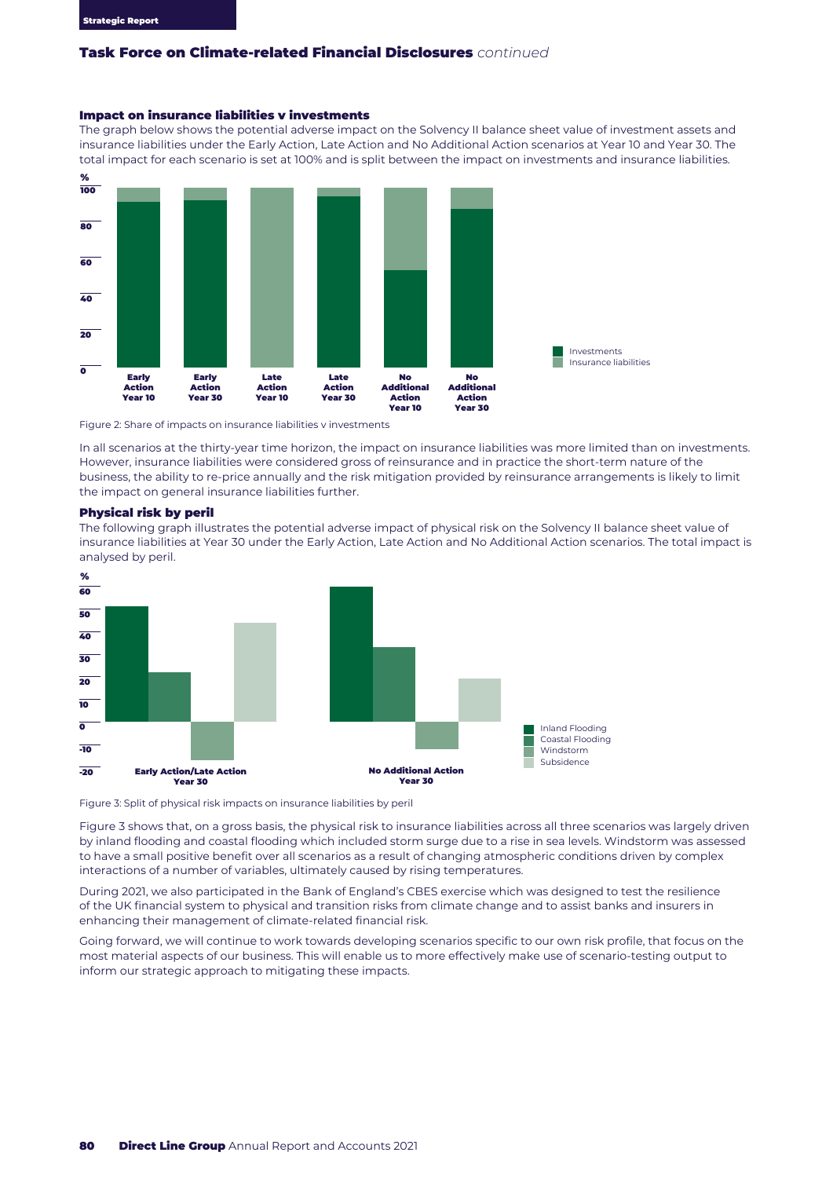## Task Force on Climate-related Financial Disclosures *continued*

### Impact on insurance liabilities v investments

The graph below shows the potential adverse impact on the Solvency II balance sheet value of investment assets and insurance liabilities under the Early Action, Late Action and No Additional Action scenarios at Year 10 and Year 30. The total impact for each scenario is set at 100% and is split between the impact on investments and insurance liabilities.

Figure 2: Share of impacts on insurance liabilities v investments

In all scenarios at the thirty-year time horizon, the impact on insurance liabilities was more limited than on investments. However, insurance liabilities were considered gross of reinsurance and in practice the short-term nature of the business, the ability to re-price annually and the risk mitigation provided by reinsurance arrangements is likely to limit the impact on general insurance liabilities further.

### Physical risk by peril

The following graph illustrates the potential adverse impact of physical risk on the Solvency II balance sheet value of insurance liabilities at Year 30 under the Early Action, Late Action and No Additional Action scenarios. The total impact is analysed by peril.

Figure 3: Split of physical risk impacts on insurance liabilities by peril

Figure 3 shows that, on a gross basis, the physical risk to insurance liabilities across all three scenarios was largely driven by inland flooding and coastal flooding which included storm surge due to a rise in sea levels. Windstorm was assessed to have a small positive benefit over all scenarios as a result of changing atmospheric conditions driven by complex interactions of a number of variables, ultimately caused by rising temperatures.

During 2021, we also participated in the Bank of England's CBES exercise which was designed to test the resilience of the UK financial system to physical and transition risks from climate change and to assist banks and insurers in enhancing their management of climate-related financial risk.

Going forward, we will continue to work towards developing scenarios specific to our own risk profile, that focus on the most material aspects of our business. This will enable us to more effectively make use of scenario-testing output to inform our strategic approach to mitigating these impacts.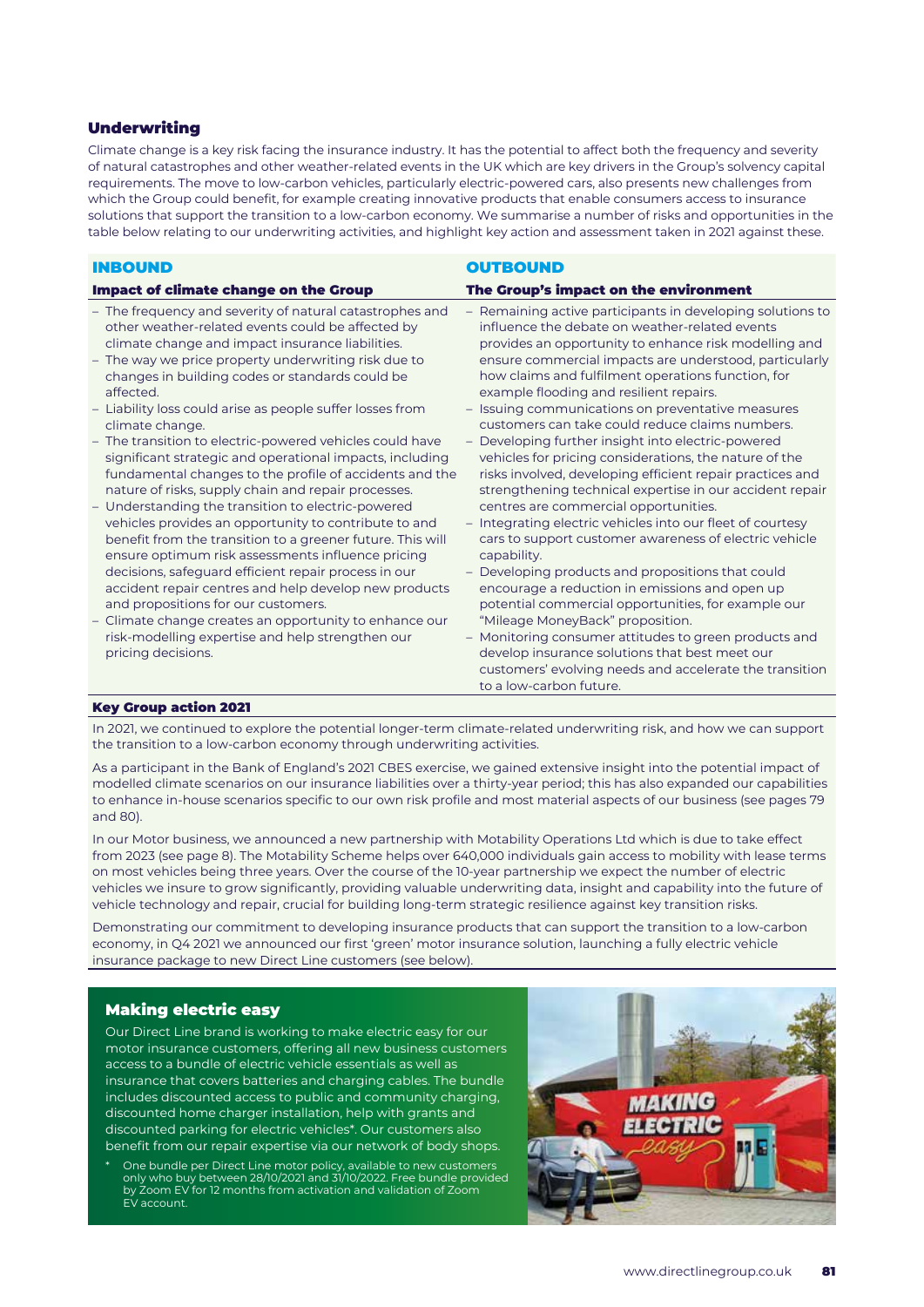## Underwriting

Climate change is a key risk facing the insurance industry. It has the potential to affect both the frequency and severity of natural catastrophes and other weather-related events in the UK which are key drivers in the Group's solvency capital requirements. The move to low-carbon vehicles, particularly electric-powered cars, also presents new challenges from which the Group could benefit, for example creating innovative products that enable consumers access to insurance solutions that support the transition to a low-carbon economy. We summarise a number of risks and opportunities in the table below relating to our underwriting activities, and highlight key action and assessment taken in 2021 against these.

### INBOUND

#### Impact of climate change on the Group

- The frequency and severity of natural catastrophes and other weather-related events could be affected by climate change and impact insurance liabilities.
- The way we price property underwriting risk due to changes in building codes or standards could be affected.
- Liability loss could arise as people suffer losses from climate change.
- The transition to electric-powered vehicles could have significant strategic and operational impacts, including fundamental changes to the profile of accidents and the nature of risks, supply chain and repair processes.
- Understanding the transition to electric-powered vehicles provides an opportunity to contribute to and benefit from the transition to a greener future. This will ensure optimum risk assessments influence pricing decisions, safeguard efficient repair process in our accident repair centres and help develop new products and propositions for our customers.
- Climate change creates an opportunity to enhance our risk-modelling expertise and help strengthen our pricing decisions.

### OUTBOUND

#### The Group's impact on the environment

- Remaining active participants in developing solutions to influence the debate on weather-related events provides an opportunity to enhance risk modelling and ensure commercial impacts are understood, particularly how claims and fulfilment operations function, for example flooding and resilient repairs.
- Issuing communications on preventative measures customers can take could reduce claims numbers.
- Developing further insight into electric-powered vehicles for pricing considerations, the nature of the risks involved, developing efficient repair practices and strengthening technical expertise in our accident repair centres are commercial opportunities.
- Integrating electric vehicles into our fleet of courtesy cars to support customer awareness of electric vehicle capability.
- Developing products and propositions that could encourage a reduction in emissions and open up potential commercial opportunities, for example our "Mileage MoneyBack" proposition.
- Monitoring consumer attitudes to green products and develop insurance solutions that best meet our customers' evolving needs and accelerate the transition to a low-carbon future.

#### Key Group action 2021

In 2021, we continued to explore the potential longer-term climate-related underwriting risk, and how we can support the transition to a low-carbon economy through underwriting activities.

As a participant in the Bank of England's 2021 CBES exercise, we gained extensive insight into the potential impact of modelled climate scenarios on our insurance liabilities over a thirty-year period; this has also expanded our capabilities to enhance in-house scenarios specific to our own risk profile and most material aspects of our business (see pages 79 and 80).

In our Motor business, we announced a new partnership with Motability Operations Ltd which is due to take effect from 2023 (see page 8). The Motability Scheme helps over 640,000 individuals gain access to mobility with lease terms on most vehicles being three years. Over the course of the 10-year partnership we expect the number of electric vehicles we insure to grow significantly, providing valuable underwriting data, insight and capability into the future of vehicle technology and repair, crucial for building long-term strategic resilience against key transition risks.

Demonstrating our commitment to developing insurance products that can support the transition to a low-carbon economy, in Q4 2021 we announced our first 'green' motor insurance solution, launching a fully electric vehicle insurance package to new Direct Line customers (see below).

### Making electric easy

Our Direct Line brand is working to make electric easy for our motor insurance customers, offering all new business customers access to a bundle of electric vehicle essentials as well as insurance that covers batteries and charging cables. The bundle includes discounted access to public and community charging, discounted home charger installation, help with grants and discounted parking for electric vehicles*. Our customers also benefit from our repair expertise via our network of body shops.

\* One bundle per Direct Line motor policy, available to new customers only who buy between 28/10/2021 and 31/10/2022. Free bundle provided by Zoom EV for 12 months from activation and validation of Zoom EV account.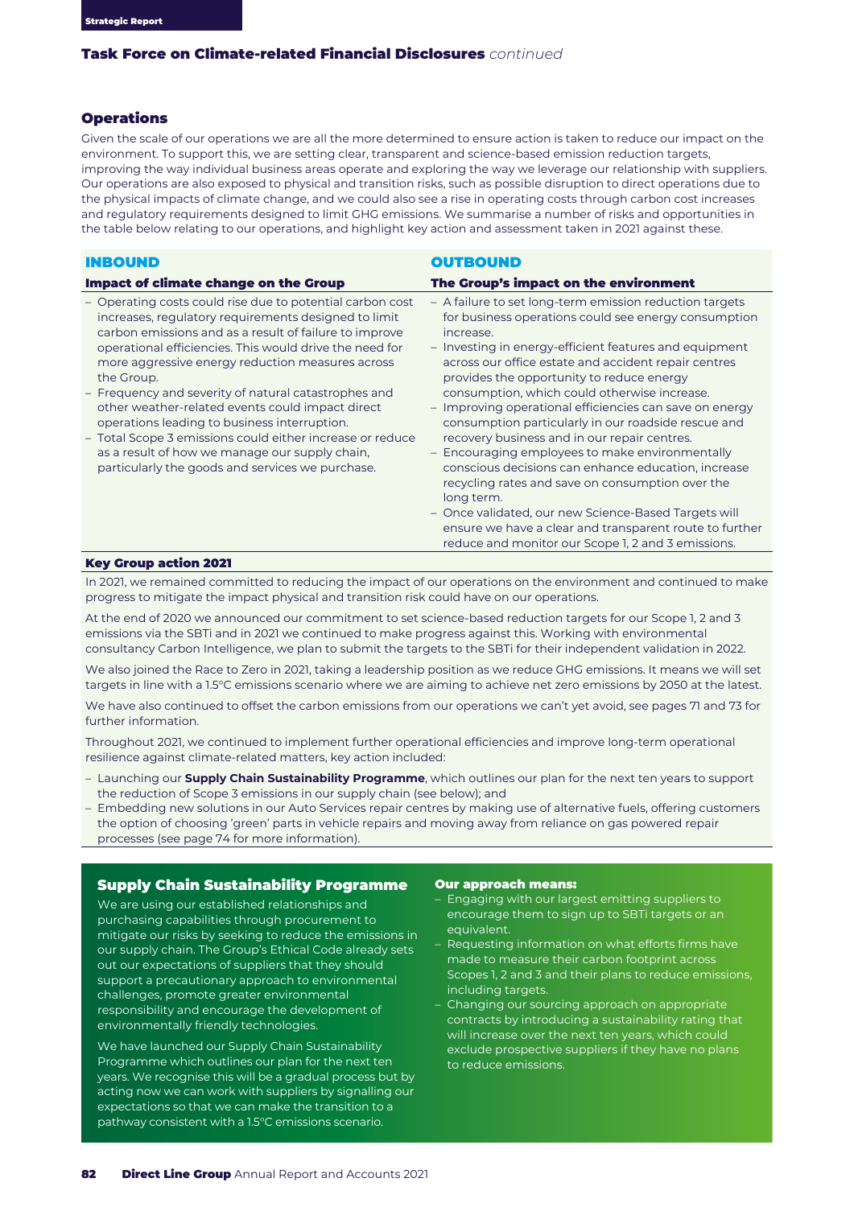## Task Force on Climate-related Financial Disclosures *continued*

### Operations

Given the scale of our operations we are all the more determined to ensure action is taken to reduce our impact on the environment. To support this, we are setting clear, transparent and science-based emission reduction targets, improving the way individual business areas operate and exploring the way we leverage our relationship with suppliers. Our operations are also exposed to physical and transition risks, such as possible disruption to direct operations due to the physical impacts of climate change, and we could also see a rise in operating costs through carbon cost increases and regulatory requirements designed to limit GHG emissions. We summarise a number of risks and opportunities in the table below relating to our operations, and highlight key action and assessment taken in 2021 against these.

| INBOUND<br>**Impact of climate change on the Group** | OUTBOUND<br>**The Group's impact on the environment** |
|---|---|
| – Operating costs could rise due to potential carbon cost increases, regulatory requirements designed to limit carbon emissions and as a result of failure to improve operational efficiencies. This would drive the need for more aggressive energy reduction measures across the Group.<br>– Frequency and severity of natural catastrophes and other weather-related events could impact direct operations leading to business interruption.<br>– Total Scope 3 emissions could either increase or reduce as a result of how we manage our supply chain, particularly the goods and services we purchase. | – A failure to set long-term emission reduction targets for business operations could see energy consumption increase.<br>– Investing in energy-efficient features and equipment across our office estate and accident repair centres provides the opportunity to reduce energy consumption, which could otherwise increase.<br>– Improving operational efficiencies can save on energy consumption particularly in our roadside rescue and recovery business and in our repair centres.<br>– Encouraging employees to make environmentally conscious decisions can enhance education, increase recycling rates and save on consumption over the long term.<br>– Once validated, our new Science-Based Targets will ensure we have a clear and transparent route to further reduce and monitor our Scope 1, 2 and 3 emissions. |

#### Key Group action 2021

In 2021, we remained committed to reducing the impact of our operations on the environment and continued to make progress to mitigate the impact physical and transition risk could have on our operations.

At the end of 2020 we announced our commitment to set science-based reduction targets for our Scope 1, 2 and 3 emissions via the SBTi and in 2021 we continued to make progress against this. Working with environmental consultancy Carbon Intelligence, we plan to submit the targets to the SBTi for their independent validation in 2022.

We also joined the Race to Zero in 2021, taking a leadership position as we reduce GHG emissions. It means we will set targets in line with a 1.5°C emissions scenario where we are aiming to achieve net zero emissions by 2050 at the latest.

We have also continued to offset the carbon emissions from our operations we can't yet avoid, see pages 71 and 73 for further information.

Throughout 2021, we continued to implement further operational efficiencies and improve long-term operational resilience against climate-related matters, key action included:

- Launching our **Supply Chain Sustainability Programme**, which outlines our plan for the next ten years to support the reduction of Scope 3 emissions in our supply chain (see below); and
- Embedding new solutions in our Auto Services repair centres by making use of alternative fuels, offering customers the option of choosing 'green' parts in vehicle repairs and moving away from reliance on gas powered repair processes (see page 74 for more information).

### Supply Chain Sustainability Programme

We are using our established relationships and purchasing capabilities through procurement to mitigate our risks by seeking to reduce the emissions in our supply chain. The Group's Ethical Code already sets out our expectations of suppliers that they should support a precautionary approach to environmental challenges, promote greater environmental responsibility and encourage the development of environmentally friendly technologies.

We have launched our Supply Chain Sustainability Programme which outlines our plan for the next ten years. We recognise this will be a gradual process but by acting now we can work with suppliers by signalling our expectations so that we can make the transition to a pathway consistent with a 1.5°C emissions scenario.

**Our approach means:**

- Engaging with our largest emitting suppliers to encourage them to sign up to SBTi targets or an equivalent.
- Requesting information on what efforts firms have made to measure their carbon footprint across Scopes 1, 2 and 3 and their plans to reduce emissions, including targets.
- Changing our sourcing approach on appropriate contracts by introducing a sustainability rating that will increase over the next ten years, which could exclude prospective suppliers if they have no plans to reduce emissions.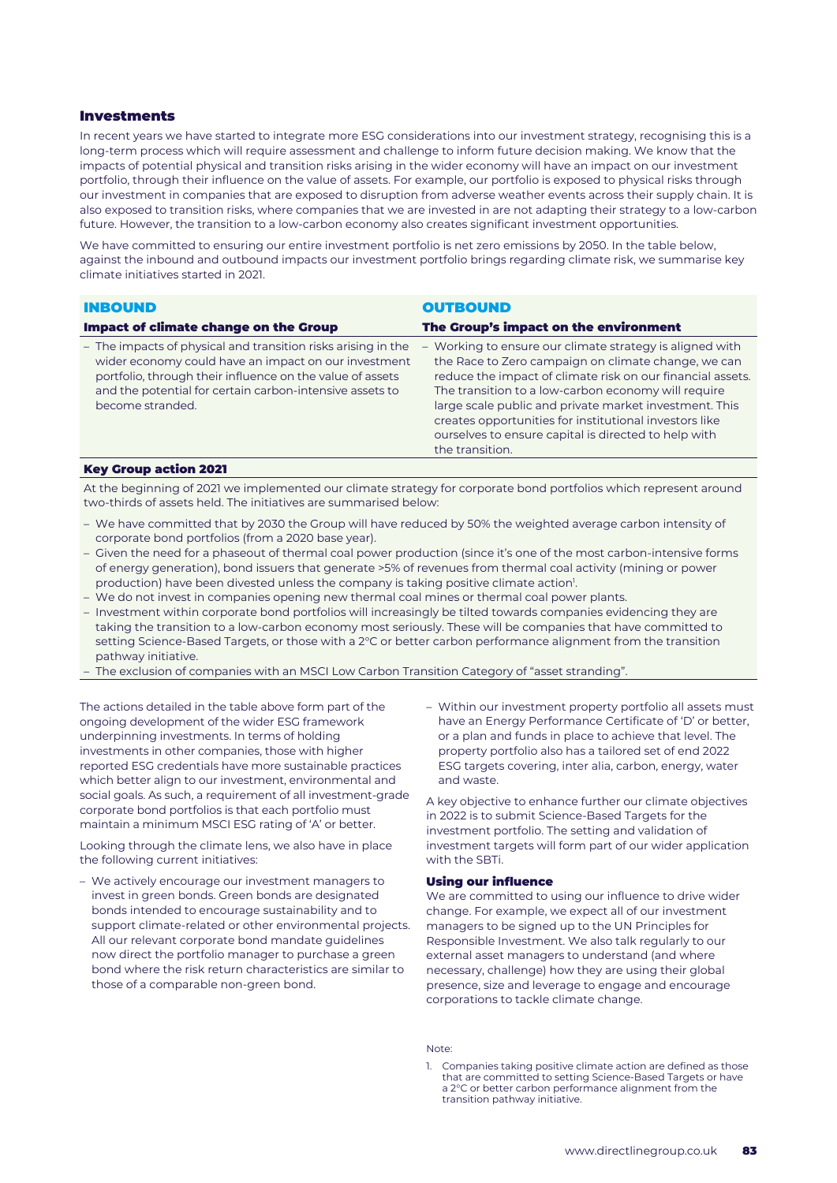## Investments

In recent years we have started to integrate more ESG considerations into our investment strategy, recognising this is a long-term process which will require assessment and challenge to inform future decision making. We know that the impacts of potential physical and transition risks arising in the wider economy will have an impact on our investment portfolio, through their influence on the value of assets. For example, our portfolio is exposed to physical risks through our investment in companies that are exposed to disruption from adverse weather events across their supply chain. It is also exposed to transition risks, where companies that we are invested in are not adapting their strategy to a low-carbon future. However, the transition to a low-carbon economy also creates significant investment opportunities.

We have committed to ensuring our entire investment portfolio is net zero emissions by 2050. In the table below, against the inbound and outbound impacts our investment portfolio brings regarding climate risk, we summarise key climate initiatives started in 2021.

| **INBOUND**<br>**Impact of climate change on the Group** | **OUTBOUND**<br>**The Group's impact on the environment** |
|---|---|
| – The impacts of physical and transition risks arising in the wider economy could have an impact on our investment portfolio, through their influence on the value of assets and the potential for certain carbon-intensive assets to become stranded. | – Working to ensure our climate strategy is aligned with the Race to Zero campaign on climate change, we can reduce the impact of climate risk on our financial assets. The transition to a low-carbon economy will require large scale public and private market investment. This creates opportunities for institutional investors like ourselves to ensure capital is directed to help with the transition. |

**Key Group action 2021**

At the beginning of 2021 we implemented our climate strategy for corporate bond portfolios which represent around two-thirds of assets held. The initiatives are summarised below:

- We have committed that by 2030 the Group will have reduced by 50% the weighted average carbon intensity of corporate bond portfolios (from a 2020 base year).
- Given the need for a phaseout of thermal coal power production (since it's one of the most carbon-intensive forms of energy generation), bond issuers that generate >5% of revenues from thermal coal activity (mining or power production) have been divested unless the company is taking positive climate action[1].
- We do not invest in companies opening new thermal coal mines or thermal coal power plants.
- Investment within corporate bond portfolios will increasingly be tilted towards companies evidencing they are taking the transition to a low-carbon economy most seriously. These will be companies that have committed to setting Science-Based Targets, or those with a 2°C or better carbon performance alignment from the transition pathway initiative.
- The exclusion of companies with an MSCI Low Carbon Transition Category of "asset stranding".

The actions detailed in the table above form part of the ongoing development of the wider ESG framework underpinning investments. In terms of holding investments in other companies, those with higher reported ESG credentials have more sustainable practices which better align to our investment, environmental and social goals. As such, a requirement of all investment-grade corporate bond portfolios is that each portfolio must maintain a minimum MSCI ESG rating of 'A' or better.

Looking through the climate lens, we also have in place the following current initiatives:

- We actively encourage our investment managers to invest in green bonds. Green bonds are designated bonds intended to encourage sustainability and to support climate-related or other environmental projects. All our relevant corporate bond mandate guidelines now direct the portfolio manager to purchase a green bond where the risk return characteristics are similar to those of a comparable non-green bond.
- Within our investment property portfolio all assets must have an Energy Performance Certificate of 'D' or better, or a plan and funds in place to achieve that level. The property portfolio also has a tailored set of end 2022 ESG targets covering, inter alia, carbon, energy, water and waste.

A key objective to enhance further our climate objectives in 2022 is to submit Science-Based Targets for the investment portfolio. The setting and validation of investment targets will form part of our wider application with the SBTi.

### Using our influence

We are committed to using our influence to drive wider change. For example, we expect all of our investment managers to be signed up to the UN Principles for Responsible Investment. We also talk regularly to our external asset managers to understand (and where necessary, challenge) how they are using their global presence, size and leverage to engage and encourage corporations to tackle climate change.

Note:

1. Companies taking positive climate action are defined as those that are committed to setting Science-Based Targets or have a 2°C or better carbon performance alignment from the transition pathway initiative.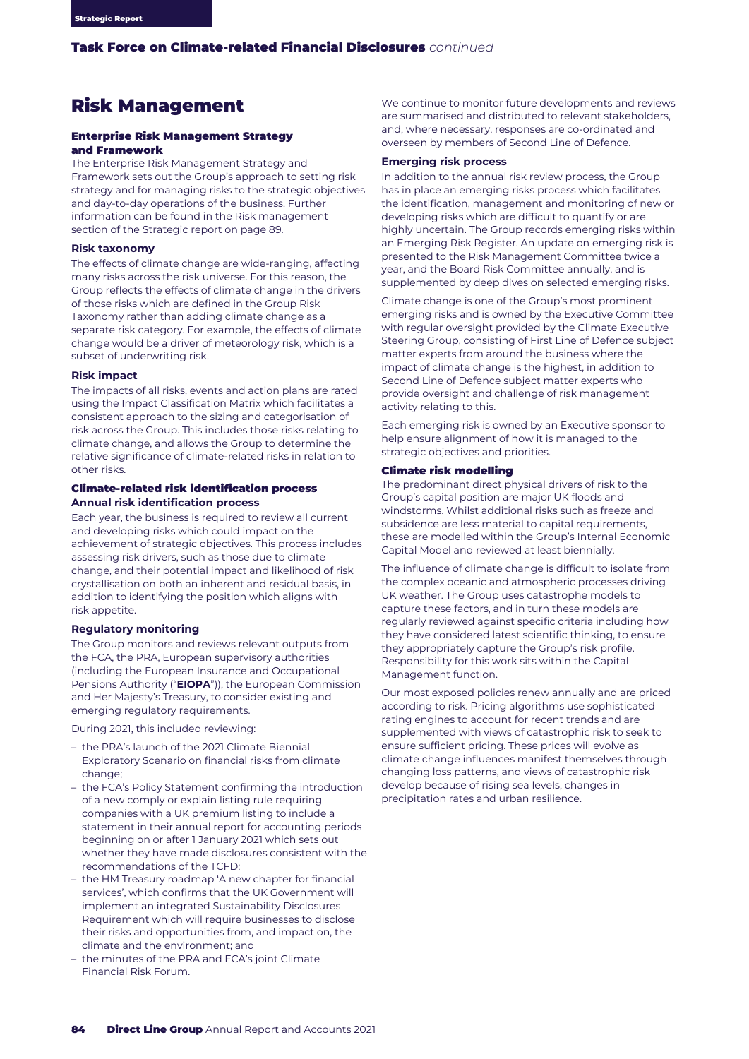# Risk Management

## Enterprise Risk Management Strategy and Framework

The Enterprise Risk Management Strategy and Framework sets out the Group's approach to setting risk strategy and for managing risks to the strategic objectives and day-to-day operations of the business. Further information can be found in the Risk management section of the Strategic report on page 89.

### Risk taxonomy

The effects of climate change are wide-ranging, affecting many risks across the risk universe. For this reason, the Group reflects the effects of climate change in the drivers of those risks which are defined in the Group Risk Taxonomy rather than adding climate change as a separate risk category. For example, the effects of climate change would be a driver of meteorology risk, which is a subset of underwriting risk.

### Risk impact

The impacts of all risks, events and action plans are rated using the Impact Classification Matrix which facilitates a consistent approach to the sizing and categorisation of risk across the Group. This includes those risks relating to climate change, and allows the Group to determine the relative significance of climate-related risks in relation to other risks.

## Climate-related risk identification process

### Annual risk identification process

Each year, the business is required to review all current and developing risks which could impact on the achievement of strategic objectives. This process includes assessing risk drivers, such as those due to climate change, and their potential impact and likelihood of risk crystallisation on both an inherent and residual basis, in addition to identifying the position which aligns with risk appetite.

### Regulatory monitoring

The Group monitors and reviews relevant outputs from the FCA, the PRA, European supervisory authorities (including the European Insurance and Occupational Pensions Authority ("**EIOPA**")), the European Commission and Her Majesty's Treasury, to consider existing and emerging regulatory requirements.

During 2021, this included reviewing:

- the PRA's launch of the 2021 Climate Biennial Exploratory Scenario on financial risks from climate change;
- the FCA's Policy Statement confirming the introduction of a new comply or explain listing rule requiring companies with a UK premium listing to include a statement in their annual report for accounting periods beginning on or after 1 January 2021 which sets out whether they have made disclosures consistent with the recommendations of the TCFD;
- the HM Treasury roadmap 'A new chapter for financial services', which confirms that the UK Government will implement an integrated Sustainability Disclosures Requirement which will require businesses to disclose their risks and opportunities from, and impact on, the climate and the environment; and
- the minutes of the PRA and FCA's joint Climate Financial Risk Forum.

We continue to monitor future developments and reviews are summarised and distributed to relevant stakeholders, and, where necessary, responses are co-ordinated and overseen by members of Second Line of Defence.

### Emerging risk process

In addition to the annual risk review process, the Group has in place an emerging risks process which facilitates the identification, management and monitoring of new or developing risks which are difficult to quantify or are highly uncertain. The Group records emerging risks within an Emerging Risk Register. An update on emerging risk is presented to the Risk Management Committee twice a year, and the Board Risk Committee annually, and is supplemented by deep dives on selected emerging risks.

Climate change is one of the Group's most prominent emerging risks and is owned by the Executive Committee with regular oversight provided by the Climate Executive Steering Group, consisting of First Line of Defence subject matter experts from around the business where the impact of climate change is the highest, in addition to Second Line of Defence subject matter experts who provide oversight and challenge of risk management activity relating to this.

Each emerging risk is owned by an Executive sponsor to help ensure alignment of how it is managed to the strategic objectives and priorities.

## Climate risk modelling

The predominant direct physical drivers of risk to the Group's capital position are major UK floods and windstorms. Whilst additional risks such as freeze and subsidence are less material to capital requirements, these are modelled within the Group's Internal Economic Capital Model and reviewed at least biennially.

The influence of climate change is difficult to isolate from the complex oceanic and atmospheric processes driving UK weather. The Group uses catastrophe models to capture these factors, and in turn these models are regularly reviewed against specific criteria including how they have considered latest scientific thinking, to ensure they appropriately capture the Group's risk profile. Responsibility for this work sits within the Capital Management function.

Our most exposed policies renew annually and are priced according to risk. Pricing algorithms use sophisticated rating engines to account for recent trends and are supplemented with views of catastrophic risk to seek to ensure sufficient pricing. These prices will evolve as climate change influences manifest themselves through changing loss patterns, and views of catastrophic risk develop because of rising sea levels, changes in precipitation rates and urban resilience.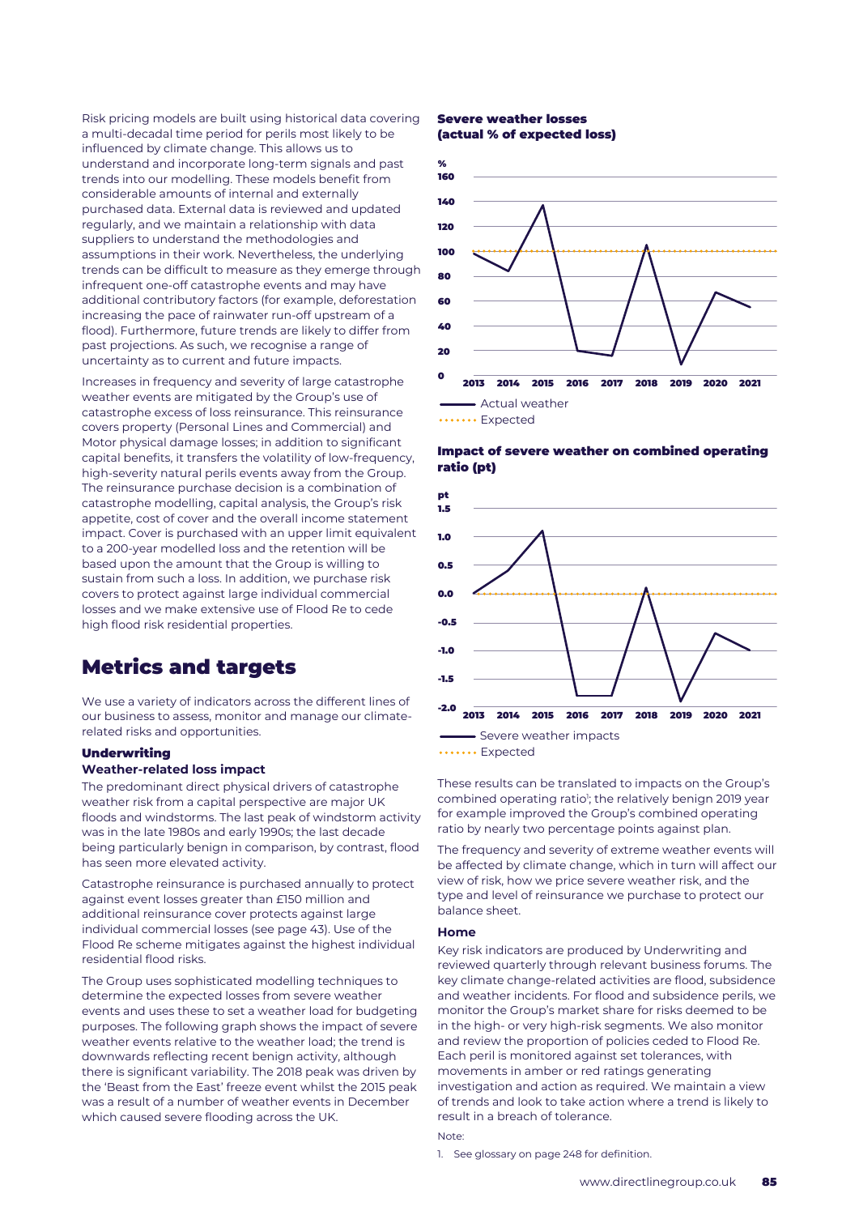Risk pricing models are built using historical data covering a multi-decadal time period for perils most likely to be influenced by climate change. This allows us to understand and incorporate long-term signals and past trends into our modelling. These models benefit from considerable amounts of internal and externally purchased data. External data is reviewed and updated regularly, and we maintain a relationship with data suppliers to understand the methodologies and assumptions in their work. Nevertheless, the underlying trends can be difficult to measure as they emerge through infrequent one-off catastrophe events and may have additional contributory factors (for example, deforestation increasing the pace of rainwater run-off upstream of a flood). Furthermore, future trends are likely to differ from past projections. As such, we recognise a range of uncertainty as to current and future impacts.

Increases in frequency and severity of large catastrophe weather events are mitigated by the Group's use of catastrophe excess of loss reinsurance. This reinsurance covers property (Personal Lines and Commercial) and Motor physical damage losses; in addition to significant capital benefits, it transfers the volatility of low-frequency, high-severity natural perils events away from the Group. The reinsurance purchase decision is a combination of catastrophe modelling, capital analysis, the Group's risk appetite, cost of cover and the overall income statement impact. Cover is purchased with an upper limit equivalent to a 200-year modelled loss and the retention will be based upon the amount that the Group is willing to sustain from such a loss. In addition, we purchase risk covers to protect against large individual commercial losses and we make extensive use of Flood Re to cede high flood risk residential properties.

## Metrics and targets

We use a variety of indicators across the different lines of our business to assess, monitor and manage our climate-related risks and opportunities.

### Underwriting

#### Weather-related loss impact

The predominant direct physical drivers of catastrophe weather risk from a capital perspective are major UK floods and windstorms. The last peak of windstorm activity was in the late 1980s and early 1990s; the last decade being particularly benign in comparison, by contrast, flood has seen more elevated activity.

Catastrophe reinsurance is purchased annually to protect against event losses greater than £150 million and additional reinsurance cover protects against large individual commercial losses (see page 43). Use of the Flood Re scheme mitigates against the highest individual residential flood risks.

The Group uses sophisticated modelling techniques to determine the expected losses from severe weather events and uses these to set a weather load for budgeting purposes. The following graph shows the impact of severe weather events relative to the weather load; the trend is downwards reflecting recent benign activity, although there is significant variability. The 2018 peak was driven by the 'Beast from the East' freeze event whilst the 2015 peak was a result of a number of weather events in December which caused severe flooding across the UK.

**Severe weather losses (actual % of expected loss)**

Legend: Actual weather; Expected (100%). Years 2013–2021; axis 0–160%.

**Impact of severe weather on combined operating ratio (pt)**

Legend: Severe weather impacts; Expected (0.0). Years 2013–2021; axis -2.0 to 1.5 pt.

These results can be translated to impacts on the Group's combined operating ratio[1]; the relatively benign 2019 year for example improved the Group's combined operating ratio by nearly two percentage points against plan.

The frequency and severity of extreme weather events will be affected by climate change, which in turn will affect our view of risk, how we price severe weather risk, and the type and level of reinsurance we purchase to protect our balance sheet.

#### Home

Key risk indicators are produced by Underwriting and reviewed quarterly through relevant business forums. The key climate change-related activities are flood, subsidence and weather incidents. For flood and subsidence perils, we monitor the Group's market share for risks deemed to be in the high- or very high-risk segments. We also monitor and review the proportion of policies ceded to Flood Re. Each peril is monitored against set tolerances, with movements in amber or red ratings generating investigation and action as required. We maintain a view of trends and look to take action where a trend is likely to result in a breach of tolerance.

Note:

1. See glossary on page 248 for definition.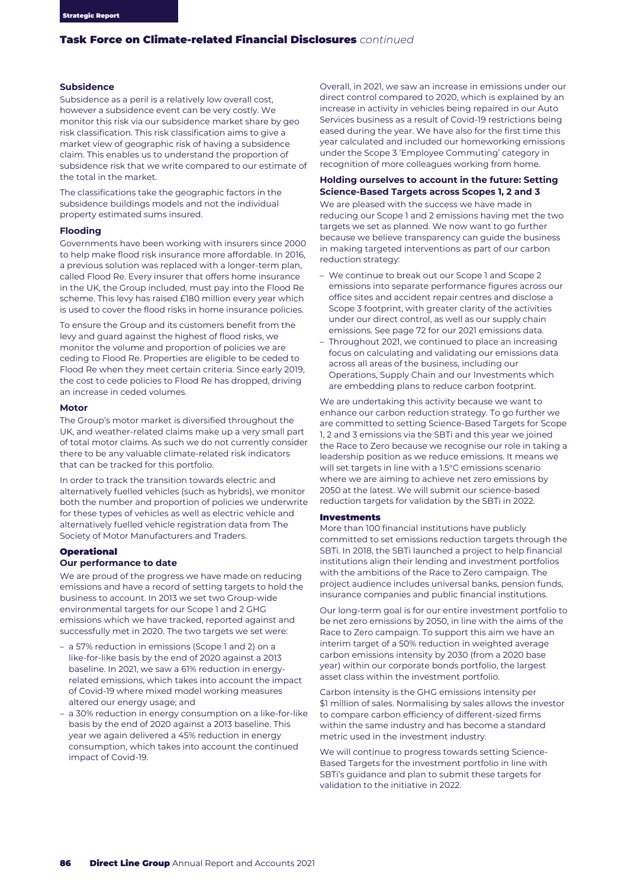## Task Force on Climate-related Financial Disclosures *continued*

### Subsidence

Subsidence as a peril is a relatively low overall cost, however a subsidence event can be very costly. We monitor this risk via our subsidence market share by geo risk classification. This risk classification aims to give a market view of geographic risk of having a subsidence claim. This enables us to understand the proportion of subsidence risk that we write compared to our estimate of the total in the market.

The classifications take the geographic factors in the subsidence buildings models and not the individual property estimated sums insured.

### Flooding

Governments have been working with insurers since 2000 to help make flood risk insurance more affordable. In 2016, a previous solution was replaced with a longer-term plan, called Flood Re. Every insurer that offers home insurance in the UK, the Group included, must pay into the Flood Re scheme. This levy has raised £180 million every year which is used to cover the flood risks in home insurance policies.

To ensure the Group and its customers benefit from the levy and guard against the highest of flood risks, we monitor the volume and proportion of policies we are ceding to Flood Re. Properties are eligible to be ceded to Flood Re when they meet certain criteria. Since early 2019, the cost to cede policies to Flood Re has dropped, driving an increase in ceded volumes.

### Motor

The Group's motor market is diversified throughout the UK, and weather-related claims make up a very small part of total motor claims. As such we do not currently consider there to be any valuable climate-related risk indicators that can be tracked for this portfolio.

In order to track the transition towards electric and alternatively fuelled vehicles (such as hybrids), we monitor both the number and proportion of policies we underwrite for these types of vehicles as well as electric vehicle and alternatively fuelled vehicle registration data from The Society of Motor Manufacturers and Traders.

## Operational

### Our performance to date

We are proud of the progress we have made on reducing emissions and have a record of setting targets to hold the business to account. In 2013 we set two Group-wide environmental targets for our Scope 1 and 2 GHG emissions which we have tracked, reported against and successfully met in 2020. The two targets we set were:

- a 57% reduction in emissions (Scope 1 and 2) on a like-for-like basis by the end of 2020 against a 2013 baseline. In 2021, we saw a 61% reduction in energy-related emissions, which takes into account the impact of Covid-19 where mixed model working measures altered our energy usage; and
- a 30% reduction in energy consumption on a like-for-like basis by the end of 2020 against a 2013 baseline. This year we again delivered a 45% reduction in energy consumption, which takes into account the continued impact of Covid-19.

Overall, in 2021, we saw an increase in emissions under our direct control compared to 2020, which is explained by an increase in activity in vehicles being repaired in our Auto Services business as a result of Covid-19 restrictions being eased during the year. We have also for the first time this year calculated and included our homeworking emissions under the Scope 3 'Employee Commuting' category in recognition of more colleagues working from home.

### Holding ourselves to account in the future: Setting Science-Based Targets across Scopes 1, 2 and 3

We are pleased with the success we have made in reducing our Scope 1 and 2 emissions having met the two targets we set as planned. We now want to go further because we believe transparency can guide the business in making targeted interventions as part of our carbon reduction strategy:

- We continue to break out our Scope 1 and Scope 2 emissions into separate performance figures across our office sites and accident repair centres and disclose a Scope 3 footprint, with greater clarity of the activities under our direct control, as well as our supply chain emissions. See page 72 for our 2021 emissions data.
- Throughout 2021, we continued to place an increasing focus on calculating and validating our emissions data across all areas of the business, including our Operations, Supply Chain and our Investments which are embedding plans to reduce carbon footprint.

We are undertaking this activity because we want to enhance our carbon reduction strategy. To go further we are committed to setting Science-Based Targets for Scope 1, 2 and 3 emissions via the SBTi and this year we joined the Race to Zero because we recognise our role in taking a leadership position as we reduce emissions. It means we will set targets in line with a 1.5°C emissions scenario where we are aiming to achieve net zero emissions by 2050 at the latest. We will submit our science-based reduction targets for validation by the SBTi in 2022.

## Investments

More than 100 financial institutions have publicly committed to set emissions reduction targets through the SBTi. In 2018, the SBTi launched a project to help financial institutions align their lending and investment portfolios with the ambitions of the Race to Zero campaign. The project audience includes universal banks, pension funds, insurance companies and public financial institutions.

Our long-term goal is for our entire investment portfolio to be net zero emissions by 2050, in line with the aims of the Race to Zero campaign. To support this aim we have an interim target of a 50% reduction in weighted average carbon emissions intensity by 2030 (from a 2020 base year) within our corporate bonds portfolio, the largest asset class within the investment portfolio.

Carbon intensity is the GHG emissions intensity per $1 million of sales. Normalising by sales allows the investor to compare carbon efficiency of different-sized firms within the same industry and has become a standard metric used in the investment industry.

We will continue to progress towards setting Science-Based Targets for the investment portfolio in line with SBTi's guidance and plan to submit these targets for validation to the initiative in 2022.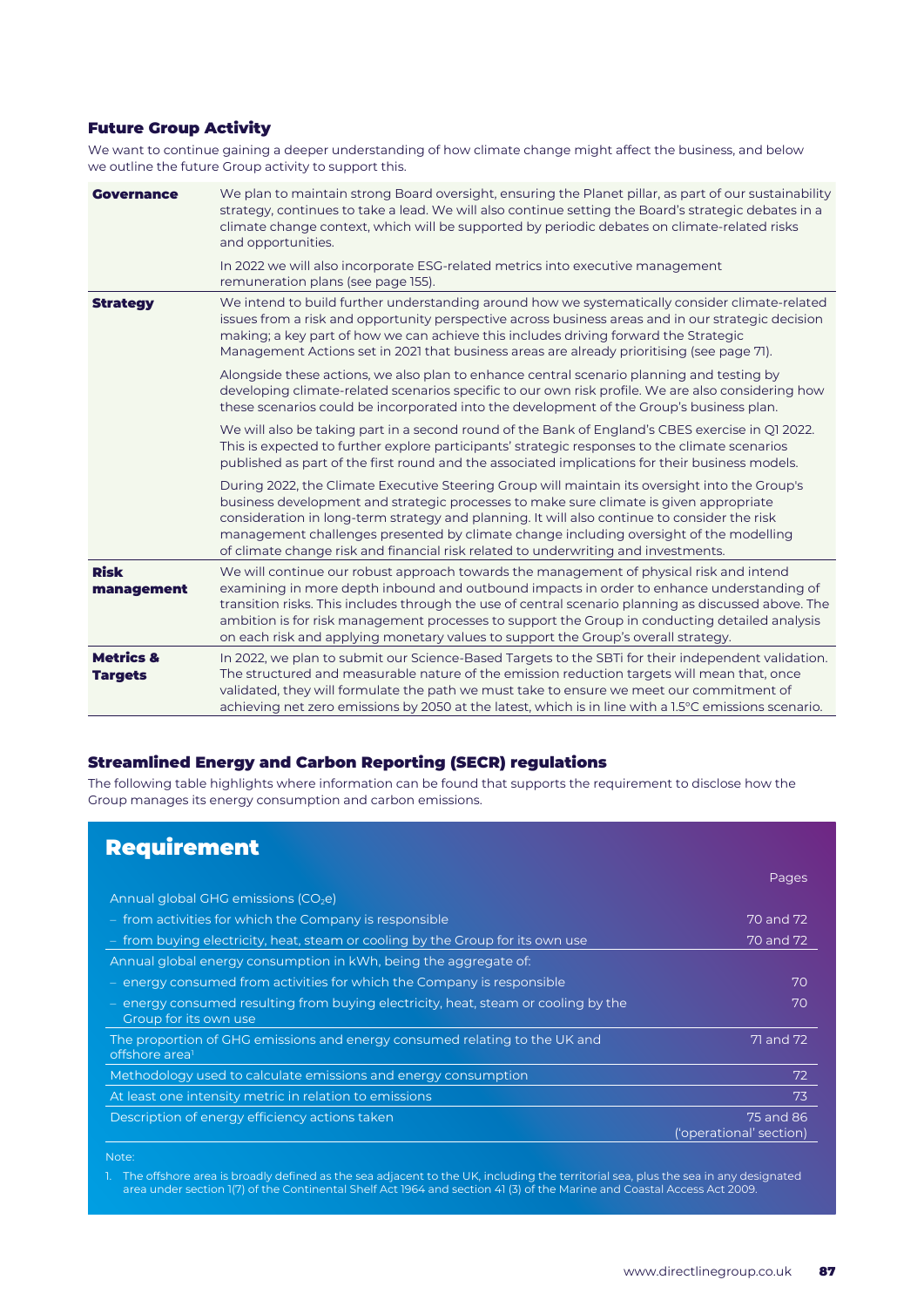### Future Group Activity

We want to continue gaining a deeper understanding of how climate change might affect the business, and below we outline the future Group activity to support this.

| | |
|---|---|
| **Governance** | We plan to maintain strong Board oversight, ensuring the Planet pillar, as part of our sustainability strategy, continues to take a lead. We will also continue setting the Board's strategic debates in a climate change context, which will be supported by periodic debates on climate-related risks and opportunities.<br><br>In 2022 we will also incorporate ESG-related metrics into executive management remuneration plans (see page 155). |
| **Strategy** | We intend to build further understanding around how we systematically consider climate-related issues from a risk and opportunity perspective across business areas and in our strategic decision making; a key part of how we can achieve this includes driving forward the Strategic Management Actions set in 2021 that business areas are already prioritising (see page 71).<br><br>Alongside these actions, we also plan to enhance central scenario planning and testing by developing climate-related scenarios specific to our own risk profile. We are also considering how these scenarios could be incorporated into the development of the Group's business plan.<br><br>We will also be taking part in a second round of the Bank of England's CBES exercise in Q1 2022. This is expected to further explore participants' strategic responses to the climate scenarios published as part of the first round and the associated implications for their business models.<br><br>During 2022, the Climate Executive Steering Group will maintain its oversight into the Group's business development and strategic processes to make sure climate is given appropriate consideration in long-term strategy and planning. It will also continue to consider the risk management challenges presented by climate change including oversight of the modelling of climate change risk and financial risk related to underwriting and investments. |
| **Risk management** | We will continue our robust approach towards the management of physical risk and intend examining in more depth inbound and outbound impacts in order to enhance understanding of transition risks. This includes through the use of central scenario planning as discussed above. The ambition is for risk management processes to support the Group in conducting detailed analysis on each risk and applying monetary values to support the Group's overall strategy. |
| **Metrics & Targets** | In 2022, we plan to submit our Science-Based Targets to the SBTi for their independent validation. The structured and measurable nature of the emission reduction targets will mean that, once validated, they will formulate the path we must take to ensure we meet our commitment of achieving net zero emissions by 2050 at the latest, which is in line with a 1.5°C emissions scenario. |

### Streamlined Energy and Carbon Reporting (SECR) regulations

The following table highlights where information can be found that supports the requirement to disclose how the Group manages its energy consumption and carbon emissions.

## Requirement

| | Pages |
|---|---|
| Annual global GHG emissions ($CO_2e$) | |
| – from activities for which the Company is responsible | 70 and 72 |
| – from buying electricity, heat, steam or cooling by the Group for its own use | 70 and 72 |
| Annual global energy consumption in kWh, being the aggregate of: | |
| – energy consumed from activities for which the Company is responsible | 70 |
| – energy consumed resulting from buying electricity, heat, steam or cooling by the Group for its own use | 70 |
| The proportion of GHG emissions and energy consumed relating to the UK and offshore area[1] | 71 and 72 |
| Methodology used to calculate emissions and energy consumption | 72 |
| At least one intensity metric in relation to emissions | 73 |
| Description of energy efficiency actions taken | 75 and 86 ('operational' section) |

Note:

1. The offshore area is broadly defined as the sea adjacent to the UK, including the territorial sea, plus the sea in any designated area under section 1(7) of the Continental Shelf Act 1964 and section 41 (3) of the Marine and Coastal Access Act 2009.